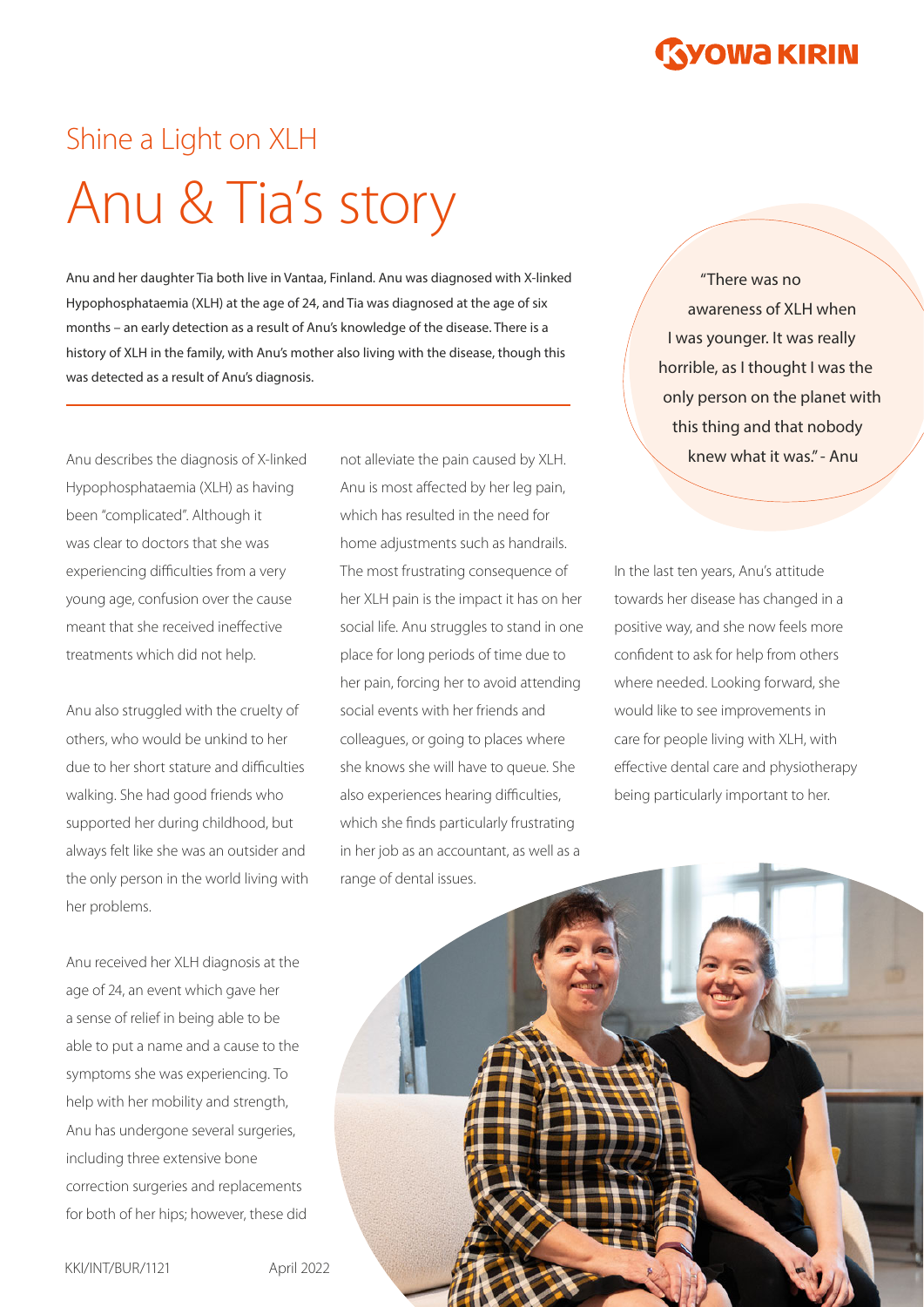# Shine a Light on XLH

# Anu & Tia's story

Anu and her daughter Tia both live in Vantaa, Finland. Anu was diagnosed with X-linked Hypophosphataemia (XLH) at the age of 24, and Tia was diagnosed at the age of six months – an early detection as a result of Anu's knowledge of the disease. There is a history of XLH in the family, with Anu's mother also living with the disease, though this was detected as a result of Anu's diagnosis.

> "There was no awareness of XLH when I was younger. It was really horrible, as I thought I was the only person on the planet with this thing and that nobody knew what it was." - Anu

Anu describes the diagnosis of X-linked Hypophosphataemia (XLH) as having been "complicated". Although it was clear to doctors that she was experiencing difficulties from a very young age, confusion over the cause meant that she received ineffective treatments which did not help.

Anu also struggled with the cruelty of others, who would be unkind to her due to her short stature and difficulties walking. She had good friends who supported her during childhood, but always felt like she was an outsider and the only person in the world living with her problems.

Anu received her XLH diagnosis at the age of 24, an event which gave her a sense of relief in being able to be able to put a name and a cause to the symptoms she was experiencing. To help with her mobility and strength, Anu has undergone several surgeries, including three extensive bone correction surgeries and replacements for both of her hips; however, these did not alleviate the pain caused by XLH. Anu is most affected by her leg pain, which has resulted in the need for home adjustments such as handrails. The most frustrating consequence of her XLH pain is the impact it has on her social life. Anu struggles to stand in one place for long periods of time due to her pain, forcing her to avoid attending social events with her friends and colleagues, or going to places where she knows she will have to queue. She also experiences hearing difficulties, which she finds particularly frustrating in her job as an accountant, as well as a range of dental issues.

In the last ten years, Anu's attitude towards her disease has changed in a positive way, and she now feels more confident to ask for help from others where needed. Looking forward, she would like to see improvements in care for people living with XLH, with effective dental care and physiotherapy being particularly important to her.

KKI/INT/BUR/1121 April 2022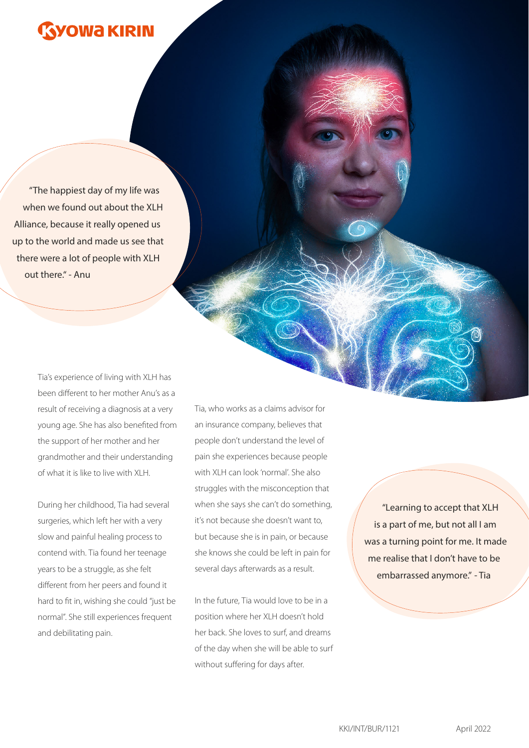"The happiest day of my life was when we found out about the XLH Alliance, because it really opened us up to the world and made us see that there were a lot of people with XLH out there." - Anu

Tia's experience of living with XLH has been different to her mother Anu's as a result of receiving a diagnosis at a very young age. She has also benefited from the support of her mother and her grandmother and their understanding of what it is like to live with XLH.

During her childhood, Tia had several surgeries, which left her with a very slow and painful healing process to contend with. Tia found her teenage years to be a struggle, as she felt different from her peers and found it hard to fit in, wishing she could "just be normal". She still experiences frequent and debilitating pain.

Tia, who works as a claims advisor for an insurance company, believes that people don't understand the level of pain she experiences because people with XLH can look 'normal'. She also struggles with the misconception that when she says she can't do something, it's not because she doesn't want to, but because she is in pain, or because she knows she could be left in pain for several days afterwards as a result.

In the future, Tia would love to be in a position where her XLH doesn't hold her back. She loves to surf, and dreams of the day when she will be able to surf without suffering for days after.

"Learning to accept that XLH is a part of me, but not all I am was a turning point for me. It made me realise that I don't have to be embarrassed anymore." - Tia

KKI/INT/BUR/1121 April 2022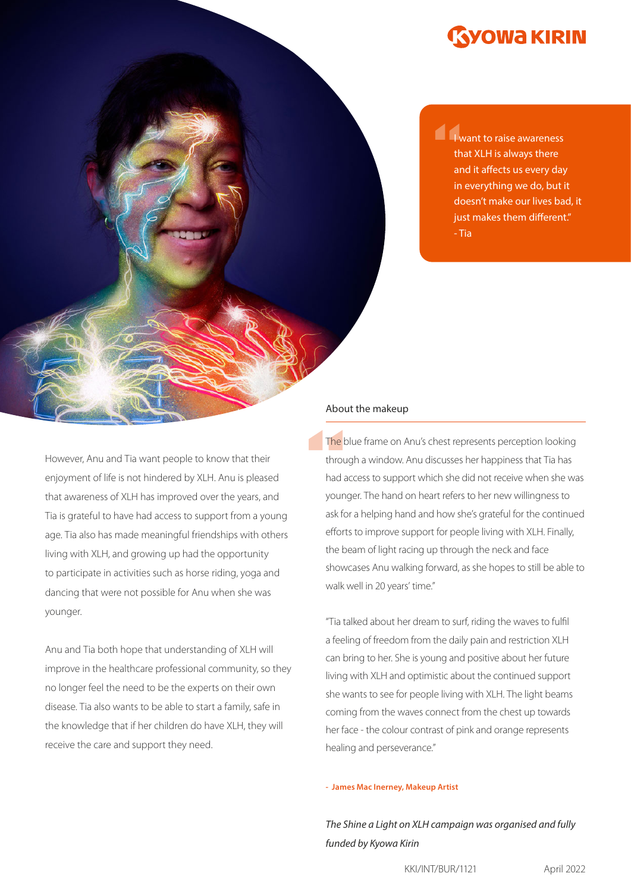> "I want to raise awareness that XLH is always there and it affects us every day in everything we do, but it doesn't make our lives bad, it just makes them different."
> - Tia

However, Anu and Tia want people to know that their enjoyment of life is not hindered by XLH. Anu is pleased that awareness of XLH has improved over the years, and Tia is grateful to have had access to support from a young age. Tia also has made meaningful friendships with others living with XLH, and growing up had the opportunity to participate in activities such as horse riding, yoga and dancing that were not possible for Anu when she was younger.

Anu and Tia both hope that understanding of XLH will improve in the healthcare professional community, so they no longer feel the need to be the experts on their own disease. Tia also wants to be able to start a family, safe in the knowledge that if her children do have XLH, they will receive the care and support they need.

## About the makeup

"The blue frame on Anu's chest represents perception looking through a window. Anu discusses her happiness that Tia has had access to support which she did not receive when she was younger. The hand on heart refers to her new willingness to ask for a helping hand and how she's grateful for the continued efforts to improve support for people living with XLH. Finally, the beam of light racing up through the neck and face showcases Anu walking forward, as she hopes to still be able to walk well in 20 years' time."

"Tia talked about her dream to surf, riding the waves to fulfil a feeling of freedom from the daily pain and restriction XLH can bring to her. She is young and positive about her future living with XLH and optimistic about the continued support she wants to see for people living with XLH. The light beams coming from the waves connect from the chest up towards her face - the colour contrast of pink and orange represents healing and perseverance."

**- James Mac Inerney, Makeup Artist**

*The Shine a Light on XLH campaign was organised and fully funded by Kyowa Kirin*

KKI/INT/BUR/1121 April 2022